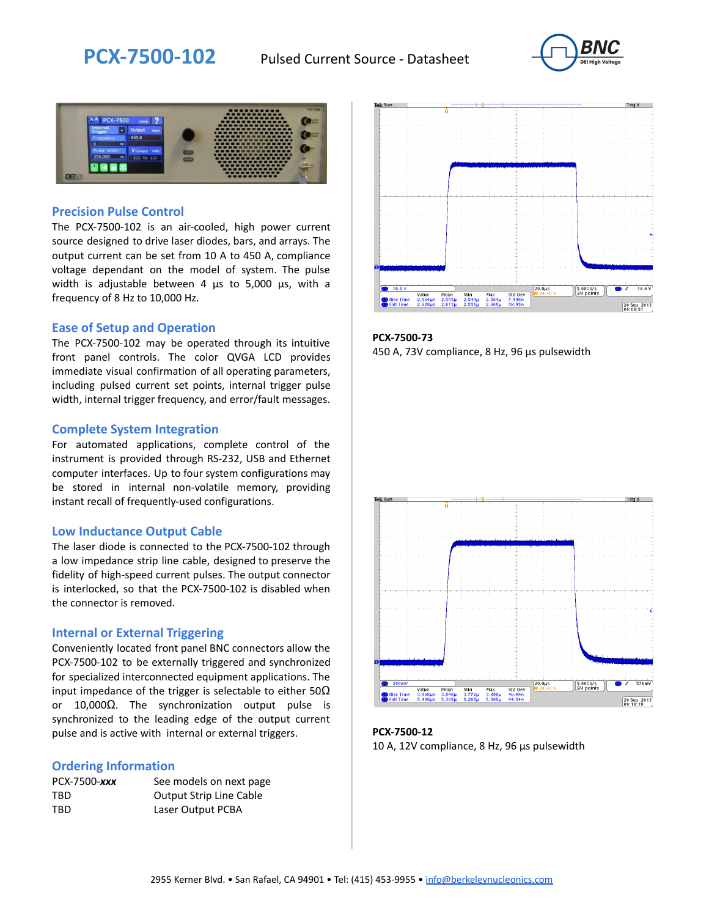# PCX-7500-102

Pulsed Current Source - Datasheet

## Precision Pulse Control

The PCX-7500-102 is an air-cooled, high power current source designed to drive laser diodes, bars, and arrays. The output current can be set from 10 A to 450 A, compliance voltage dependant on the model of system. The pulse width is adjustable between 4 µs to 5,000 µs, with a frequency of 8 Hz to 10,000 Hz.

## Ease of Setup and Operation

The PCX-7500-102 may be operated through its intuitive front panel controls. The color QVGA LCD provides immediate visual confirmation of all operating parameters, including pulsed current set points, internal trigger pulse width, internal trigger frequency, and error/fault messages.

## Complete System Integration

For automated applications, complete control of the instrument is provided through RS-232, USB and Ethernet computer interfaces. Up to four system configurations may be stored in internal non-volatile memory, providing instant recall of frequently-used configurations.

## Low Inductance Output Cable

The laser diode is connected to the PCX-7500-102 through a low impedance strip line cable, designed to preserve the fidelity of high-speed current pulses. The output connector is interlocked, so that the PCX-7500-102 is disabled when the connector is removed.

## Internal or External Triggering

Conveniently located front panel BNC connectors allow the PCX-7500-102 to be externally triggered and synchronized for specialized interconnected equipment applications. The input impedance of the trigger is selectable to either 50Ω or 10,000Ω. The synchronization output pulse is synchronized to the leading edge of the output current pulse and is active with internal or external triggers.

## Ordering Information

| | |
|---|---|
| PCX-7500-***xxx*** | See models on next page |
| TBD | Output Strip Line Cable |
| TBD | Laser Output PCBA |

**PCX-7500-73**
450 A, 73V compliance, 8 Hz, 96 µs pulsewidth

**PCX-7500-12**
10 A, 12V compliance, 8 Hz, 96 µs pulsewidth

2955 Kerner Blvd. • San Rafael, CA 94901 • Tel: (415) 453-9955 • info@berkeleynucleonics.com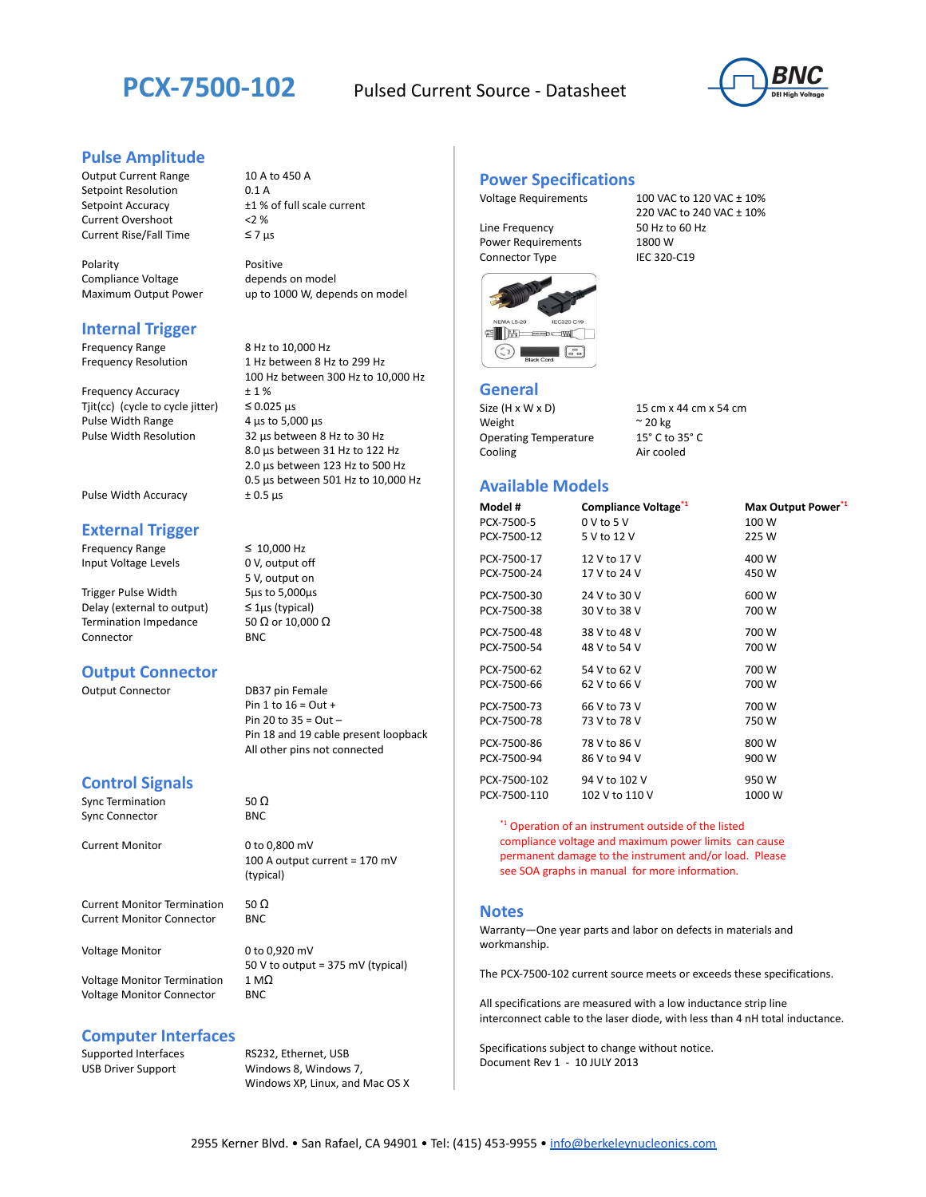# PCX-7500-102

Pulsed Current Source - Datasheet

## Pulse Amplitude

| | |
|---|---|
| Output Current Range | 10 A to 450 A |
| Setpoint Resolution | 0.1 A |
| Setpoint Accuracy | ±1 % of full scale current |
| Current Overshoot | <2 % |
| Current Rise/Fall Time | ≤ 7 µs |
| Polarity | Positive |
| Compliance Voltage | depends on model |
| Maximum Output Power | up to 1000 W, depends on model |

## Internal Trigger

| | |
|---|---|
| Frequency Range | 8 Hz to 10,000 Hz |
| Frequency Resolution | 1 Hz between 8 Hz to 299 Hz<br>100 Hz between 300 Hz to 10,000 Hz |
| Frequency Accuracy | ± 1 % |
| Tjit(cc) (cycle to cycle jitter) | ≤ 0.025 µs |
| Pulse Width Range | 4 µs to 5,000 µs |
| Pulse Width Resolution | 32 µs between 8 Hz to 30 Hz<br>8.0 µs between 31 Hz to 122 Hz<br>2.0 µs between 123 Hz to 500 Hz<br>0.5 µs between 501 Hz to 10,000 Hz |
| Pulse Width Accuracy | ± 0.5 µs |

## External Trigger

| | |
|---|---|
| Frequency Range | ≤ 10,000 Hz |
| Input Voltage Levels | 0 V, output off<br>5 V, output on |
| Trigger Pulse Width | 5µs to 5,000µs |
| Delay (external to output) | ≤ 1µs (typical) |
| Termination Impedance | 50 Ω or 10,000 Ω |
| Connector | BNC |

## Output Connector

| | |
|---|---|
| Output Connector | DB37 pin Female<br>Pin 1 to 16 = Out +<br>Pin 20 to 35 = Out –<br>Pin 18 and 19 cable present loopback<br>All other pins not connected |

## Control Signals

| | |
|---|---|
| Sync Termination | 50 Ω |
| Sync Connector | BNC |
| Current Monitor | 0 to 0,800 mV<br>100 A output current = 170 mV (typical) |
| Current Monitor Termination | 50 Ω |
| Current Monitor Connector | BNC |
| Voltage Monitor | 0 to 0,920 mV<br>50 V to output = 375 mV (typical) |
| Voltage Monitor Termination | 1 MΩ |
| Voltage Monitor Connector | BNC |

## Computer Interfaces

| | |
|---|---|
| Supported Interfaces | RS232, Ethernet, USB |
| USB Driver Support | Windows 8, Windows 7, Windows XP, Linux, and Mac OS X |

## Power Specifications

| | |
|---|---|
| Voltage Requirements | 100 VAC to 120 VAC ± 10%<br>220 VAC to 240 VAC ± 10% |
| Line Frequency | 50 Hz to 60 Hz |
| Power Requirements | 1800 W |
| Connector Type | IEC 320-C19 |

NEMA L5-20 IEC320 C19 Black Cord

## General

| | |
|---|---|
| Size (H x W x D) | 15 cm x 44 cm x 54 cm |
| Weight | ~ 20 kg |
| Operating Temperature | 15° C to 35° C |
| Cooling | Air cooled |

## Available Models

| Model # | Compliance Voltage[*1] | Max Output Power[*1] |
|---|---|---|
| PCX-7500-5 | 0 V to 5 V | 100 W |
| PCX-7500-12 | 5 V to 12 V | 225 W |
| PCX-7500-17 | 12 V to 17 V | 400 W |
| PCX-7500-24 | 17 V to 24 V | 450 W |
| PCX-7500-30 | 24 V to 30 V | 600 W |
| PCX-7500-38 | 30 V to 38 V | 700 W |
| PCX-7500-48 | 38 V to 48 V | 700 W |
| PCX-7500-54 | 48 V to 54 V | 700 W |
| PCX-7500-62 | 54 V to 62 V | 700 W |
| PCX-7500-66 | 62 V to 66 V | 700 W |
| PCX-7500-73 | 66 V to 73 V | 700 W |
| PCX-7500-78 | 73 V to 78 V | 750 W |
| PCX-7500-86 | 78 V to 86 V | 800 W |
| PCX-7500-94 | 86 V to 94 V | 900 W |
| PCX-7500-102 | 94 V to 102 V | 950 W |
| PCX-7500-110 | 102 V to 110 V | 1000 W |

[*1] Operation of an instrument outside of the listed compliance voltage and maximum power limits can cause permanent damage to the instrument and/or load. Please see SOA graphs in manual for more information.

## Notes

Warranty—One year parts and labor on defects in materials and workmanship.

The PCX-7500-102 current source meets or exceeds these specifications.

All specifications are measured with a low inductance strip line interconnect cable to the laser diode, with less than 4 nH total inductance.

Specifications subject to change without notice.
Document Rev 1 - 10 JULY 2013

2955 Kerner Blvd. • San Rafael, CA 94901 • Tel: (415) 453-9955 • info@berkeleynucleonics.com